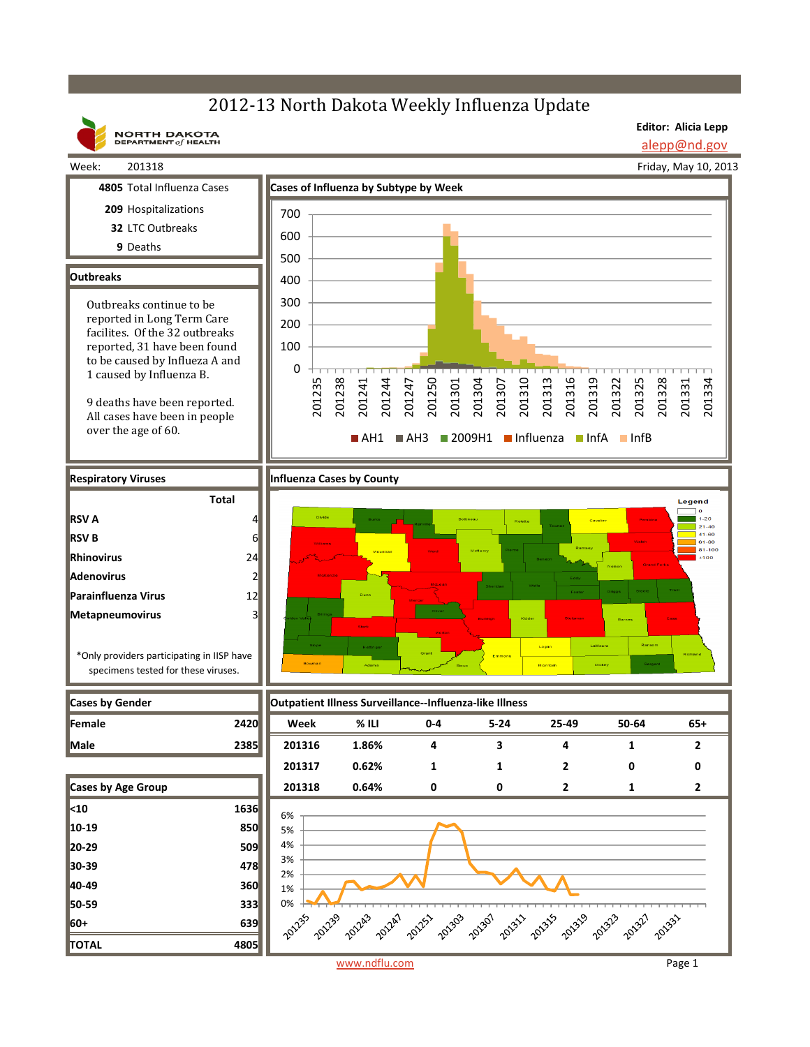# 2012-13 North Dakota Weekly Influenza Update

NORTH DAKOTA DEPARTMENT *of* HEALTH

**Editor: Alicia Lepp**
alepp@nd.gov

Week: 201318

Friday, May 10, 2013

**4805** Total Influenza Cases
**209** Hospitalizations
**32** LTC Outbreaks
**9** Deaths

## Outbreaks

Outbreaks continue to be reported in Long Term Care facilites. Of the 32 outbreaks reported, 31 have been found to be caused by Influeza A and 1 caused by Influenza B.

9 deaths have been reported. All cases have been in people over the age of 60.

## Cases of Influenza by Subtype by Week

AH1, AH3, 2009H1, Influenza, InfA, InfB

## Respiratory Viruses

| | Total |
|---|---|
| **RSV A** | 4 |
| **RSV B** | 6 |
| **Rhinovirus** | 24 |
| **Adenovirus** | 2 |
| **Parainfluenza Virus** | 12 |
| **Metapneumovirus** | 3 |

*Only providers participating in IISP have specimens tested for these viruses.

## Influenza Cases by County

Legend: 0; 1-20; 21-40; 41-60; 61-80; 81-100; +100

## Cases by Gender

| | |
|---|---|
| **Female** | **2420** |
| **Male** | **2385** |

## Outpatient Illness Surveillance--Influenza-like Illness

| Week | % ILI | 0-4 | 5-24 | 25-49 | 50-64 | 65+ |
|---|---|---|---|---|---|---|
| 201316 | 1.86% | 4 | 3 | 4 | 1 | 2 |
| 201317 | 0.62% | 1 | 1 | 2 | 0 | 0 |
| 201318 | 0.64% | 0 | 0 | 2 | 1 | 2 |

## Cases by Age Group

| | |
|---|---|
| **<10** | **1636** |
| **10-19** | **850** |
| **20-29** | **509** |
| **30-39** | **478** |
| **40-49** | **360** |
| **50-59** | **333** |
| **60+** | **639** |
| **TOTAL** | **4805** |

www.ndflu.com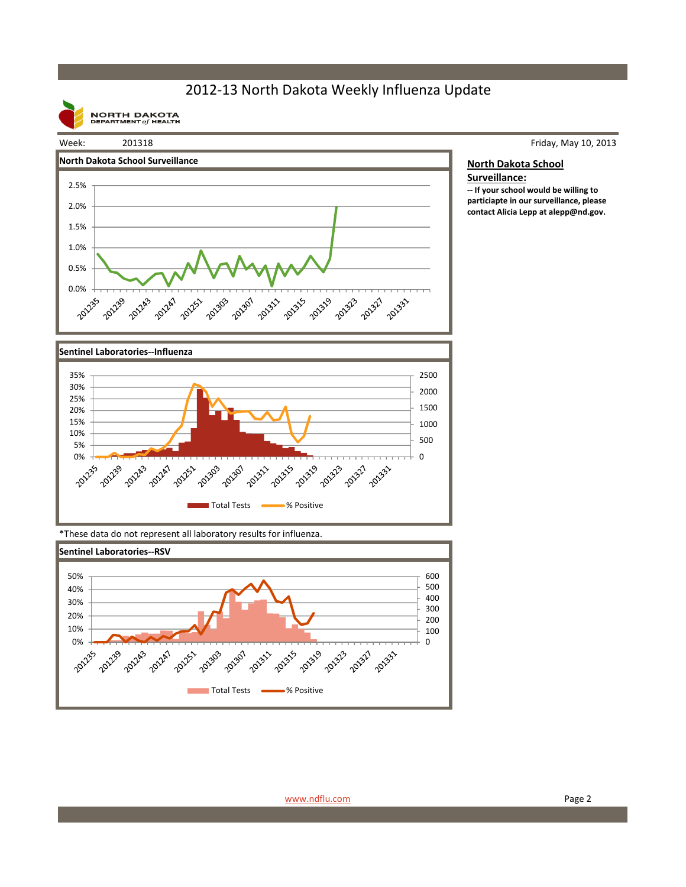# 2012-13 North Dakota Weekly Influenza Update

NORTH DAKOTA DEPARTMENT of HEALTH

Week: 201318

Friday, May 10, 2013

**North Dakota School Surveillance**

2.5%
2.0%
1.5%
1.0%
0.5%
0.0%

201235 201239 201243 201247 201251 201303 201307 201311 201315 201319 201323 201327 201331

**Sentinel Laboratories--Influenza**

35%
30%
25%
20%
15%
10%
5%
0%

2500
2000
1500
1000
500
0

201235 201239 201243 201247 201251 201303 201307 201311 201315 201319 201323 201327 201331

Total Tests % Positive

*These data do not represent all laboratory results for influenza.

**Sentinel Laboratories--RSV**

50%
40%
30%
20%
10%
0%

600
500
400
300
200
100
0

201235 201239 201243 201247 201251 201303 201307 201311 201315 201319 201323 201327 201331

Total Tests % Positive

## North Dakota School Surveillance:

**-- If your school would be willing to particiapte in our surveillance, please contact Alicia Lepp at alepp@nd.gov.**

www.ndflu.com